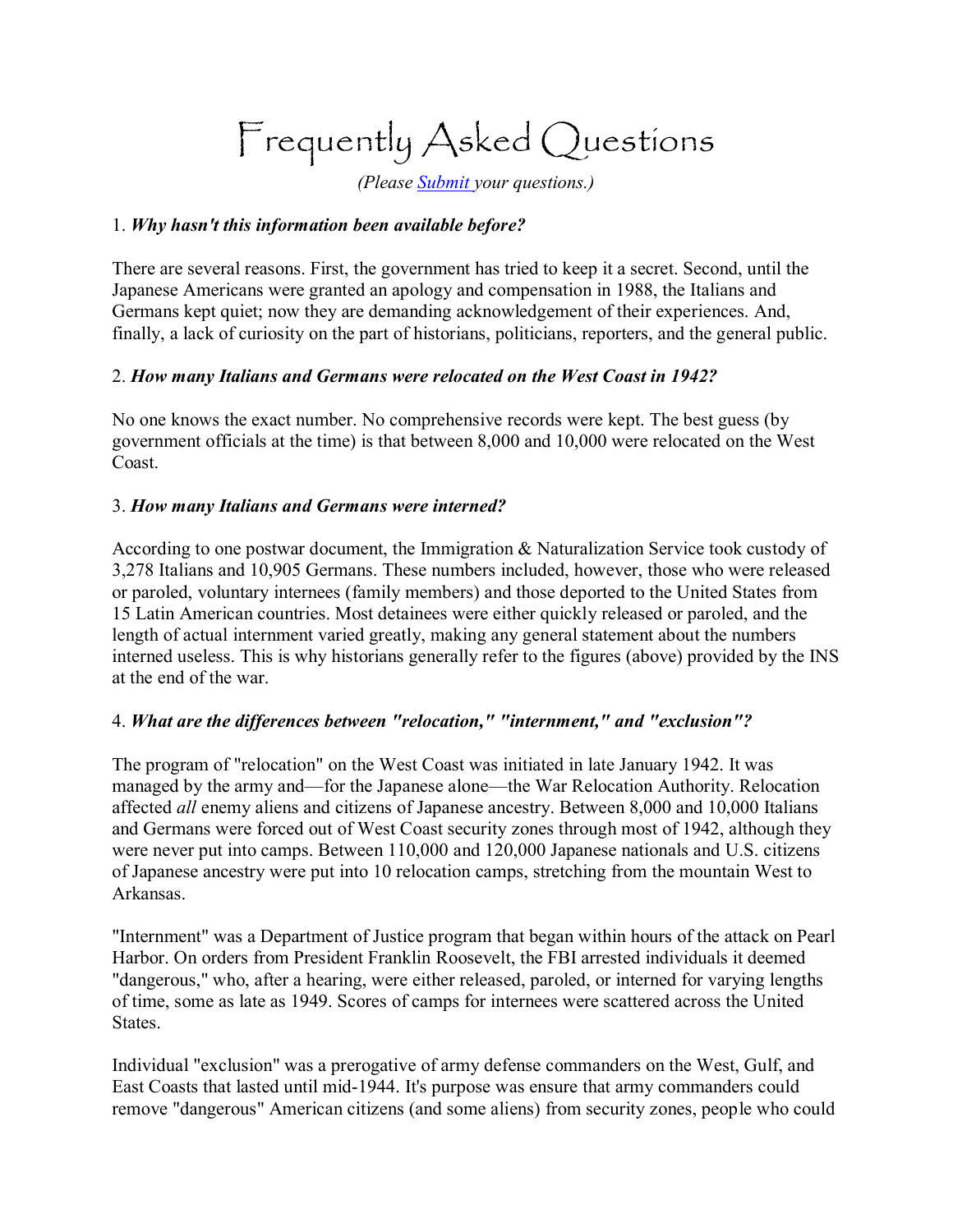# Frequently Asked Questions

*(Please Submit your questions.)*

1. ***Why hasn't this information been available before?***

There are several reasons. First, the government has tried to keep it a secret. Second, until the Japanese Americans were granted an apology and compensation in 1988, the Italians and Germans kept quiet; now they are demanding acknowledgement of their experiences. And, finally, a lack of curiosity on the part of historians, politicians, reporters, and the general public.

2. ***How many Italians and Germans were relocated on the West Coast in 1942?***

No one knows the exact number. No comprehensive records were kept. The best guess (by government officials at the time) is that between 8,000 and 10,000 were relocated on the West Coast.

3. ***How many Italians and Germans were interned?***

According to one postwar document, the Immigration & Naturalization Service took custody of 3,278 Italians and 10,905 Germans. These numbers included, however, those who were released or paroled, voluntary internees (family members) and those deported to the United States from 15 Latin American countries. Most detainees were either quickly released or paroled, and the length of actual internment varied greatly, making any general statement about the numbers interned useless. This is why historians generally refer to the figures (above) provided by the INS at the end of the war.

4. ***What are the differences between "relocation," "internment," and "exclusion"?***

The program of "relocation" on the West Coast was initiated in late January 1942. It was managed by the army and—for the Japanese alone—the War Relocation Authority. Relocation affected *all* enemy aliens and citizens of Japanese ancestry. Between 8,000 and 10,000 Italians and Germans were forced out of West Coast security zones through most of 1942, although they were never put into camps. Between 110,000 and 120,000 Japanese nationals and U.S. citizens of Japanese ancestry were put into 10 relocation camps, stretching from the mountain West to Arkansas.

"Internment" was a Department of Justice program that began within hours of the attack on Pearl Harbor. On orders from President Franklin Roosevelt, the FBI arrested individuals it deemed "dangerous," who, after a hearing, were either released, paroled, or interned for varying lengths of time, some as late as 1949. Scores of camps for internees were scattered across the United States.

Individual "exclusion" was a prerogative of army defense commanders on the West, Gulf, and East Coasts that lasted until mid-1944. It's purpose was ensure that army commanders could remove "dangerous" American citizens (and some aliens) from security zones, people who could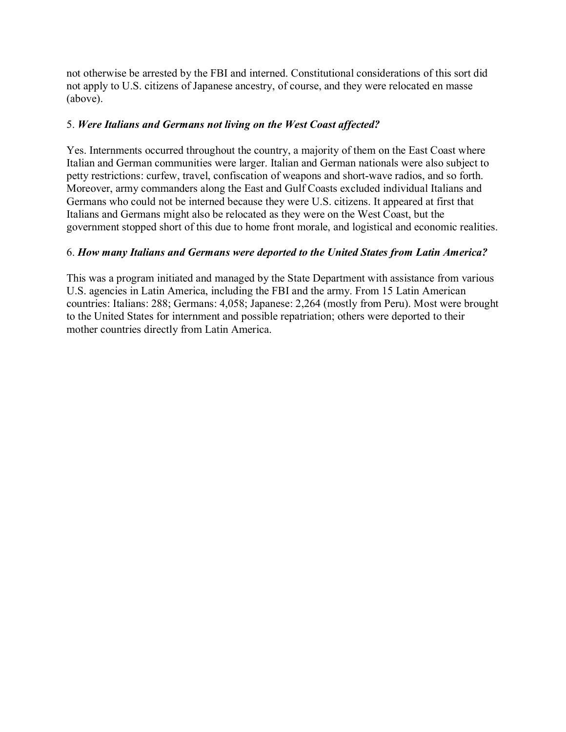not otherwise be arrested by the FBI and interned. Constitutional considerations of this sort did not apply to U.S. citizens of Japanese ancestry, of course, and they were relocated en masse (above).

5. ***Were Italians and Germans not living on the West Coast affected?***

Yes. Internments occurred throughout the country, a majority of them on the East Coast where Italian and German communities were larger. Italian and German nationals were also subject to petty restrictions: curfew, travel, confiscation of weapons and short-wave radios, and so forth. Moreover, army commanders along the East and Gulf Coasts excluded individual Italians and Germans who could not be interned because they were U.S. citizens. It appeared at first that Italians and Germans might also be relocated as they were on the West Coast, but the government stopped short of this due to home front morale, and logistical and economic realities.

6. ***How many Italians and Germans were deported to the United States from Latin America?***

This was a program initiated and managed by the State Department with assistance from various U.S. agencies in Latin America, including the FBI and the army. From 15 Latin American countries: Italians: 288; Germans: 4,058; Japanese: 2,264 (mostly from Peru). Most were brought to the United States for internment and possible repatriation; others were deported to their mother countries directly from Latin America.